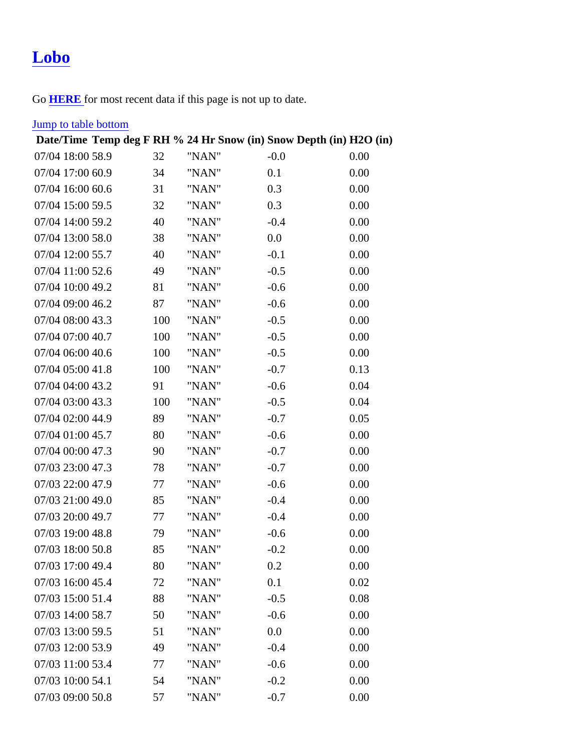# Lobo

Go **HERE** for most recent data if this page is not up to date.

Jump to table bottom

| Date/Time | Temp deg F | RH % | 24 Hr Snow (in) | Snow Depth (in) | H2O (in) |
|---|---|---|---|---|---|
| 07/04 18:00 | 58.9 | 32 | "NAN" | -0.0 | 0.00 |
| 07/04 17:00 | 60.9 | 34 | "NAN" | 0.1 | 0.00 |
| 07/04 16:00 | 60.6 | 31 | "NAN" | 0.3 | 0.00 |
| 07/04 15:00 | 59.5 | 32 | "NAN" | 0.3 | 0.00 |
| 07/04 14:00 | 59.2 | 40 | "NAN" | -0.4 | 0.00 |
| 07/04 13:00 | 58.0 | 38 | "NAN" | 0.0 | 0.00 |
| 07/04 12:00 | 55.7 | 40 | "NAN" | -0.1 | 0.00 |
| 07/04 11:00 | 52.6 | 49 | "NAN" | -0.5 | 0.00 |
| 07/04 10:00 | 49.2 | 81 | "NAN" | -0.6 | 0.00 |
| 07/04 09:00 | 46.2 | 87 | "NAN" | -0.6 | 0.00 |
| 07/04 08:00 | 43.3 | 100 | "NAN" | -0.5 | 0.00 |
| 07/04 07:00 | 40.7 | 100 | "NAN" | -0.5 | 0.00 |
| 07/04 06:00 | 40.6 | 100 | "NAN" | -0.5 | 0.00 |
| 07/04 05:00 | 41.8 | 100 | "NAN" | -0.7 | 0.13 |
| 07/04 04:00 | 43.2 | 91 | "NAN" | -0.6 | 0.04 |
| 07/04 03:00 | 43.3 | 100 | "NAN" | -0.5 | 0.04 |
| 07/04 02:00 | 44.9 | 89 | "NAN" | -0.7 | 0.05 |
| 07/04 01:00 | 45.7 | 80 | "NAN" | -0.6 | 0.00 |
| 07/04 00:00 | 47.3 | 90 | "NAN" | -0.7 | 0.00 |
| 07/03 23:00 | 47.3 | 78 | "NAN" | -0.7 | 0.00 |
| 07/03 22:00 | 47.9 | 77 | "NAN" | -0.6 | 0.00 |
| 07/03 21:00 | 49.0 | 85 | "NAN" | -0.4 | 0.00 |
| 07/03 20:00 | 49.7 | 77 | "NAN" | -0.4 | 0.00 |
| 07/03 19:00 | 48.8 | 79 | "NAN" | -0.6 | 0.00 |
| 07/03 18:00 | 50.8 | 85 | "NAN" | -0.2 | 0.00 |
| 07/03 17:00 | 49.4 | 80 | "NAN" | 0.2 | 0.00 |
| 07/03 16:00 | 45.4 | 72 | "NAN" | 0.1 | 0.02 |
| 07/03 15:00 | 51.4 | 88 | "NAN" | -0.5 | 0.08 |
| 07/03 14:00 | 58.7 | 50 | "NAN" | -0.6 | 0.00 |
| 07/03 13:00 | 59.5 | 51 | "NAN" | 0.0 | 0.00 |
| 07/03 12:00 | 53.9 | 49 | "NAN" | -0.4 | 0.00 |
| 07/03 11:00 | 53.4 | 77 | "NAN" | -0.6 | 0.00 |
| 07/03 10:00 | 54.1 | 54 | "NAN" | -0.2 | 0.00 |
| 07/03 09:00 | 50.8 | 57 | "NAN" | -0.7 | 0.00 |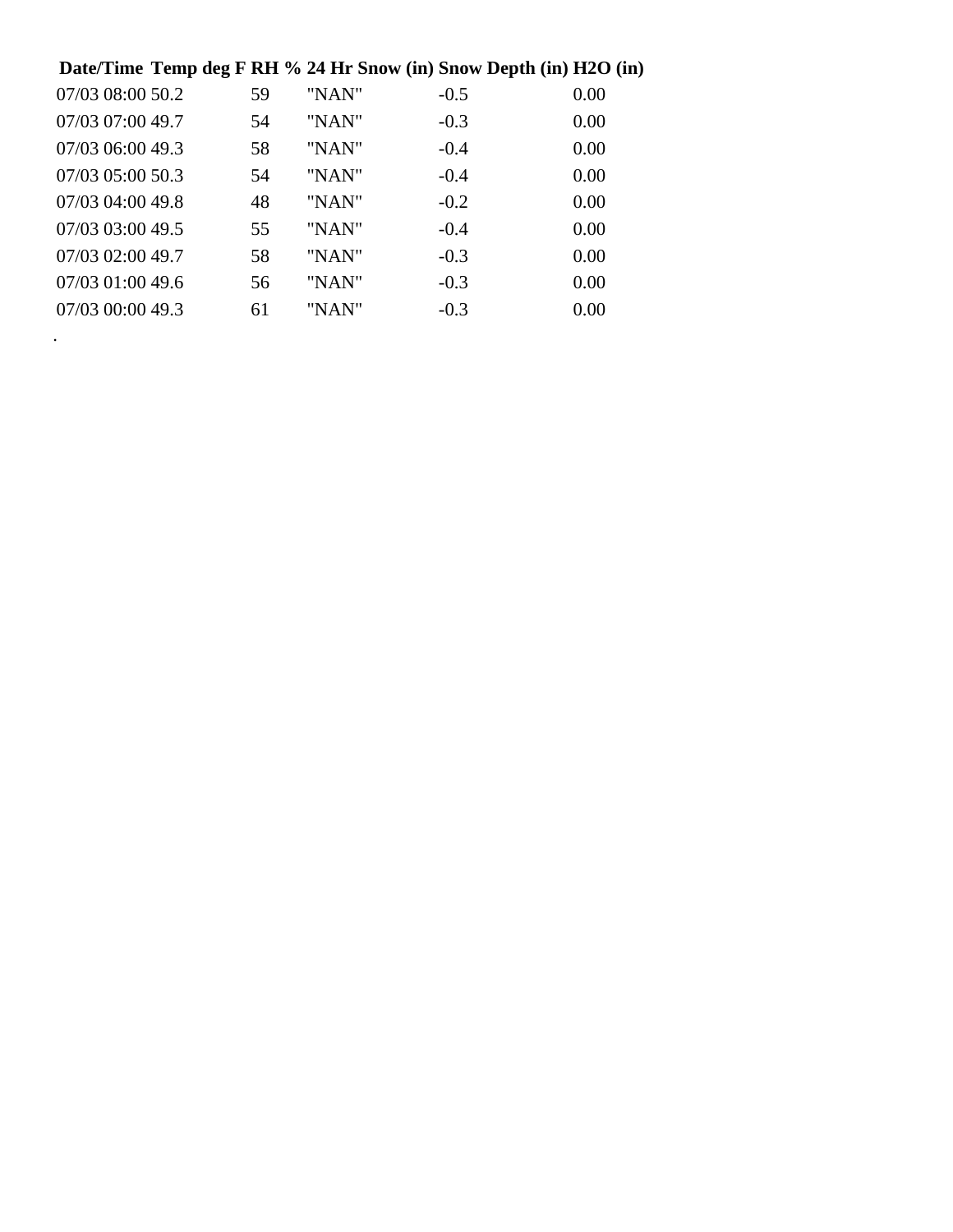| Date/Time | Temp deg F | RH % | 24 Hr Snow (in) | Snow Depth (in) | H2O (in) |
|---|---|---|---|---|---|
| 07/03 08:00 | 50.2 | 59 | "NAN" | -0.5 | 0.00 |
| 07/03 07:00 | 49.7 | 54 | "NAN" | -0.3 | 0.00 |
| 07/03 06:00 | 49.3 | 58 | "NAN" | -0.4 | 0.00 |
| 07/03 05:00 | 50.3 | 54 | "NAN" | -0.4 | 0.00 |
| 07/03 04:00 | 49.8 | 48 | "NAN" | -0.2 | 0.00 |
| 07/03 03:00 | 49.5 | 55 | "NAN" | -0.4 | 0.00 |
| 07/03 02:00 | 49.7 | 58 | "NAN" | -0.3 | 0.00 |
| 07/03 01:00 | 49.6 | 56 | "NAN" | -0.3 | 0.00 |
| 07/03 00:00 | 49.3 | 61 | "NAN" | -0.3 | 0.00 |

.